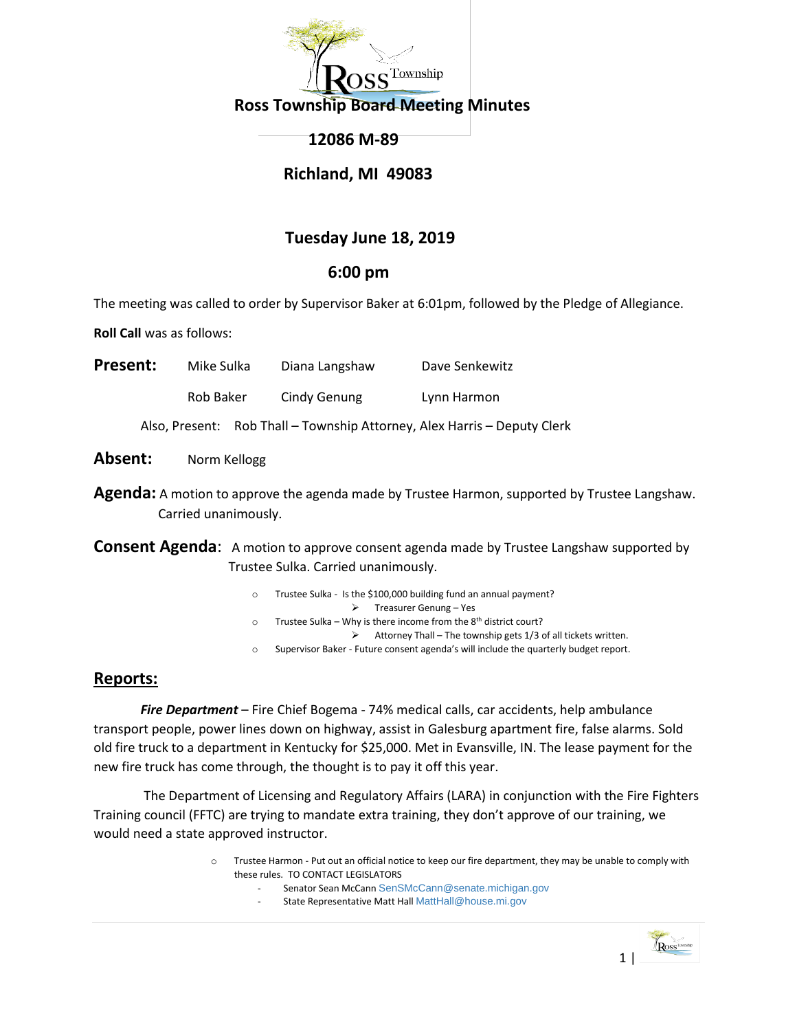# Ross Township Board Meeting Minutes

## 12086 M-89

## Richland, MI 49083

## Tuesday June 18, 2019

## 6:00 pm

The meeting was called to order by Supervisor Baker at 6:01pm, followed by the Pledge of Allegiance.

**Roll Call** was as follows:

| **Present:** | Mike Sulka | Diana Langshaw | Dave Senkewitz |
|---|---|---|---|
| | Rob Baker | Cindy Genung | Lynn Harmon |

Also, Present: Rob Thall – Township Attorney, Alex Harris – Deputy Clerk

**Absent:** Norm Kellogg

**Agenda:** A motion to approve the agenda made by Trustee Harmon, supported by Trustee Langshaw. Carried unanimously.

**Consent Agenda**: A motion to approve consent agenda made by Trustee Langshaw supported by Trustee Sulka. Carried unanimously.

- Trustee Sulka - Is the $100,000 building fund an annual payment?
  - Treasurer Genung – Yes
- Trustee Sulka – Why is there income from the 8th district court?
  - Attorney Thall – The township gets 1/3 of all tickets written.
- Supervisor Baker - Future consent agenda's will include the quarterly budget report.

## Reports:

***Fire Department*** – Fire Chief Bogema - 74% medical calls, car accidents, help ambulance transport people, power lines down on highway, assist in Galesburg apartment fire, false alarms. Sold old fire truck to a department in Kentucky for $25,000. Met in Evansville, IN. The lease payment for the new fire truck has come through, the thought is to pay it off this year.

The Department of Licensing and Regulatory Affairs (LARA) in conjunction with the Fire Fighters Training council (FFTC) are trying to mandate extra training, they don't approve of our training, we would need a state approved instructor.

- Trustee Harmon - Put out an official notice to keep our fire department, they may be unable to comply with these rules. TO CONTACT LEGISLATORS
  - Senator Sean McCann SenSMcCann@senate.michigan.gov
  - State Representative Matt Hall MattHall@house.mi.gov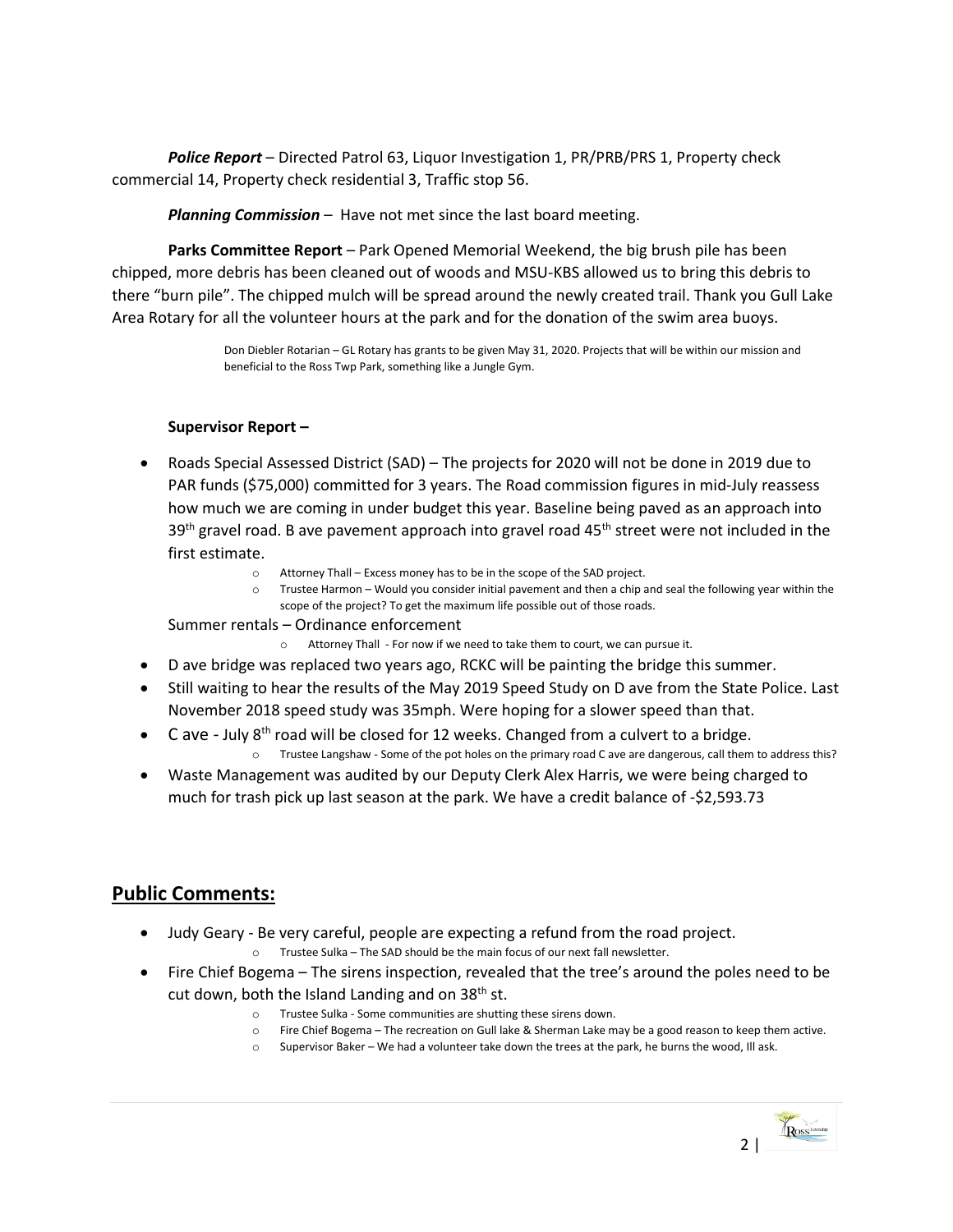***Police Report*** – Directed Patrol 63, Liquor Investigation 1, PR/PRB/PRS 1, Property check commercial 14, Property check residential 3, Traffic stop 56.

***Planning Commission*** – Have not met since the last board meeting.

**Parks Committee Report** – Park Opened Memorial Weekend, the big brush pile has been chipped, more debris has been cleaned out of woods and MSU-KBS allowed us to bring this debris to there "burn pile". The chipped mulch will be spread around the newly created trail. Thank you Gull Lake Area Rotary for all the volunteer hours at the park and for the donation of the swim area buoys.

> Don Diebler Rotarian – GL Rotary has grants to be given May 31, 2020. Projects that will be within our mission and beneficial to the Ross Twp Park, something like a Jungle Gym.

**Supervisor Report –**

- Roads Special Assessed District (SAD) – The projects for 2020 will not be done in 2019 due to PAR funds ($75,000) committed for 3 years. The Road commission figures in mid-July reassess how much we are coming in under budget this year. Baseline being paved as an approach into 39th gravel road. B ave pavement approach into gravel road 45th street were not included in the first estimate.
  - Attorney Thall – Excess money has to be in the scope of the SAD project.
  - Trustee Harmon – Would you consider initial pavement and then a chip and seal the following year within the scope of the project? To get the maximum life possible out of those roads.

  Summer rentals – Ordinance enforcement
  - Attorney Thall - For now if we need to take them to court, we can pursue it.
- D ave bridge was replaced two years ago, RCKC will be painting the bridge this summer.
- Still waiting to hear the results of the May 2019 Speed Study on D ave from the State Police. Last November 2018 speed study was 35mph. Were hoping for a slower speed than that.
- C ave - July 8th road will be closed for 12 weeks. Changed from a culvert to a bridge.
  - Trustee Langshaw - Some of the pot holes on the primary road C ave are dangerous, call them to address this?
- Waste Management was audited by our Deputy Clerk Alex Harris, we were being charged to much for trash pick up last season at the park. We have a credit balance of -$2,593.73

## Public Comments:

- Judy Geary - Be very careful, people are expecting a refund from the road project.
  - Trustee Sulka – The SAD should be the main focus of our next fall newsletter.
- Fire Chief Bogema – The sirens inspection, revealed that the tree's around the poles need to be cut down, both the Island Landing and on 38th st.
  - Trustee Sulka - Some communities are shutting these sirens down.
  - Fire Chief Bogema – The recreation on Gull lake & Sherman Lake may be a good reason to keep them active.
  - Supervisor Baker – We had a volunteer take down the trees at the park, he burns the wood, Ill ask.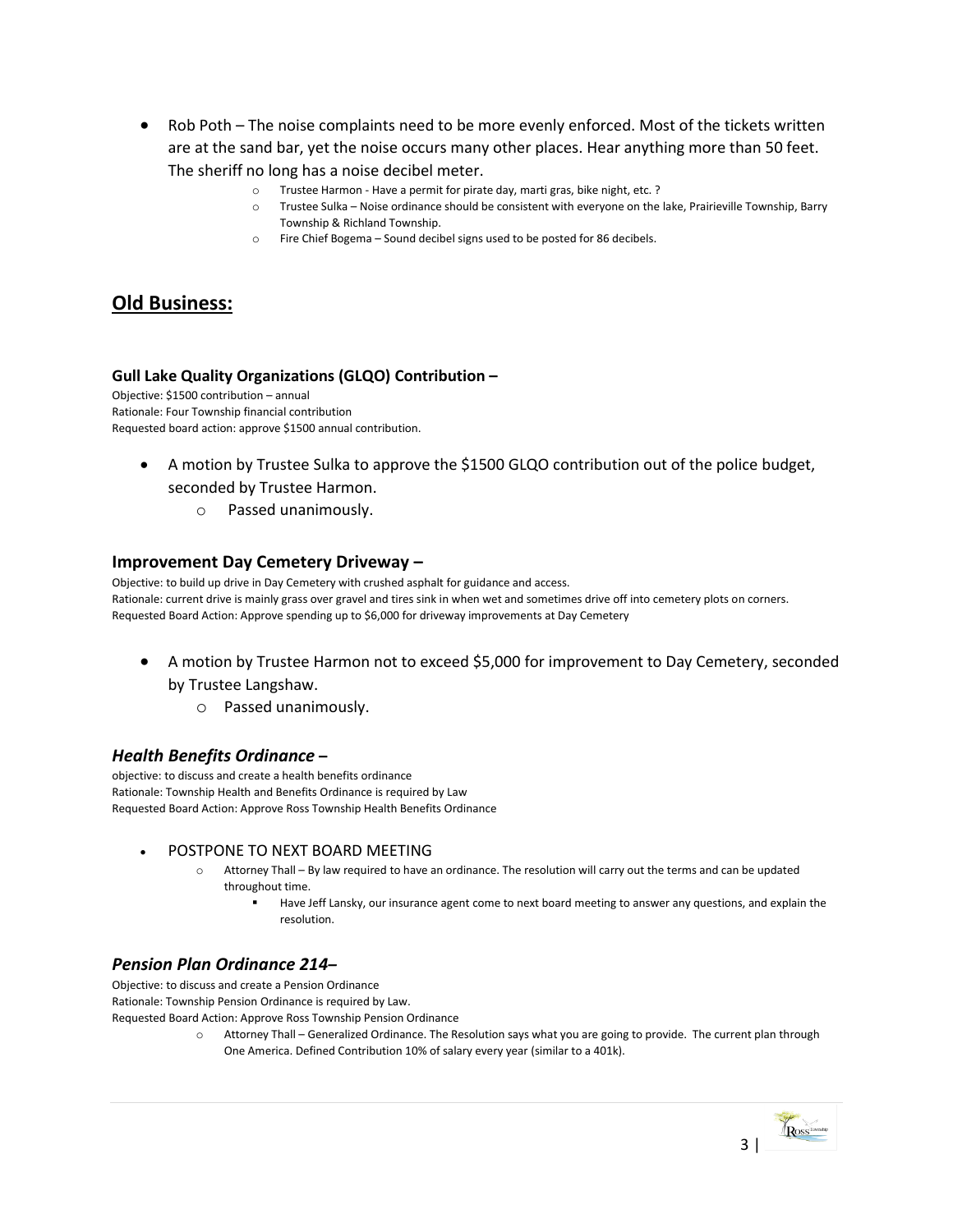- Rob Poth – The noise complaints need to be more evenly enforced. Most of the tickets written are at the sand bar, yet the noise occurs many other places. Hear anything more than 50 feet. The sheriff no long has a noise decibel meter.
    - Trustee Harmon - Have a permit for pirate day, marti gras, bike night, etc. ?
    - Trustee Sulka – Noise ordinance should be consistent with everyone on the lake, Prairieville Township, Barry Township & Richland Township.
    - Fire Chief Bogema – Sound decibel signs used to be posted for 86 decibels.

## Old Business:

#### Gull Lake Quality Organizations (GLQO) Contribution –

Objective: $1500 contribution – annual
Rationale: Four Township financial contribution
Requested board action: approve $1500 annual contribution.

- A motion by Trustee Sulka to approve the $1500 GLQO contribution out of the police budget, seconded by Trustee Harmon.
    - Passed unanimously.

### Improvement Day Cemetery Driveway –

Objective: to build up drive in Day Cemetery with crushed asphalt for guidance and access.
Rationale: current drive is mainly grass over gravel and tires sink in when wet and sometimes drive off into cemetery plots on corners.
Requested Board Action: Approve spending up to $6,000 for driveway improvements at Day Cemetery

- A motion by Trustee Harmon not to exceed $5,000 for improvement to Day Cemetery, seconded by Trustee Langshaw.
    - Passed unanimously.

### *Health Benefits Ordinance –*

objective: to discuss and create a health benefits ordinance
Rationale: Township Health and Benefits Ordinance is required by Law
Requested Board Action: Approve Ross Township Health Benefits Ordinance

- POSTPONE TO NEXT BOARD MEETING
    - Attorney Thall – By law required to have an ordinance. The resolution will carry out the terms and can be updated throughout time.
        - Have Jeff Lansky, our insurance agent come to next board meeting to answer any questions, and explain the resolution.

### *Pension Plan Ordinance 214–*

Objective: to discuss and create a Pension Ordinance
Rationale: Township Pension Ordinance is required by Law.
Requested Board Action: Approve Ross Township Pension Ordinance

- Attorney Thall – Generalized Ordinance. The Resolution says what you are going to provide. The current plan through One America. Defined Contribution 10% of salary every year (similar to a 401k).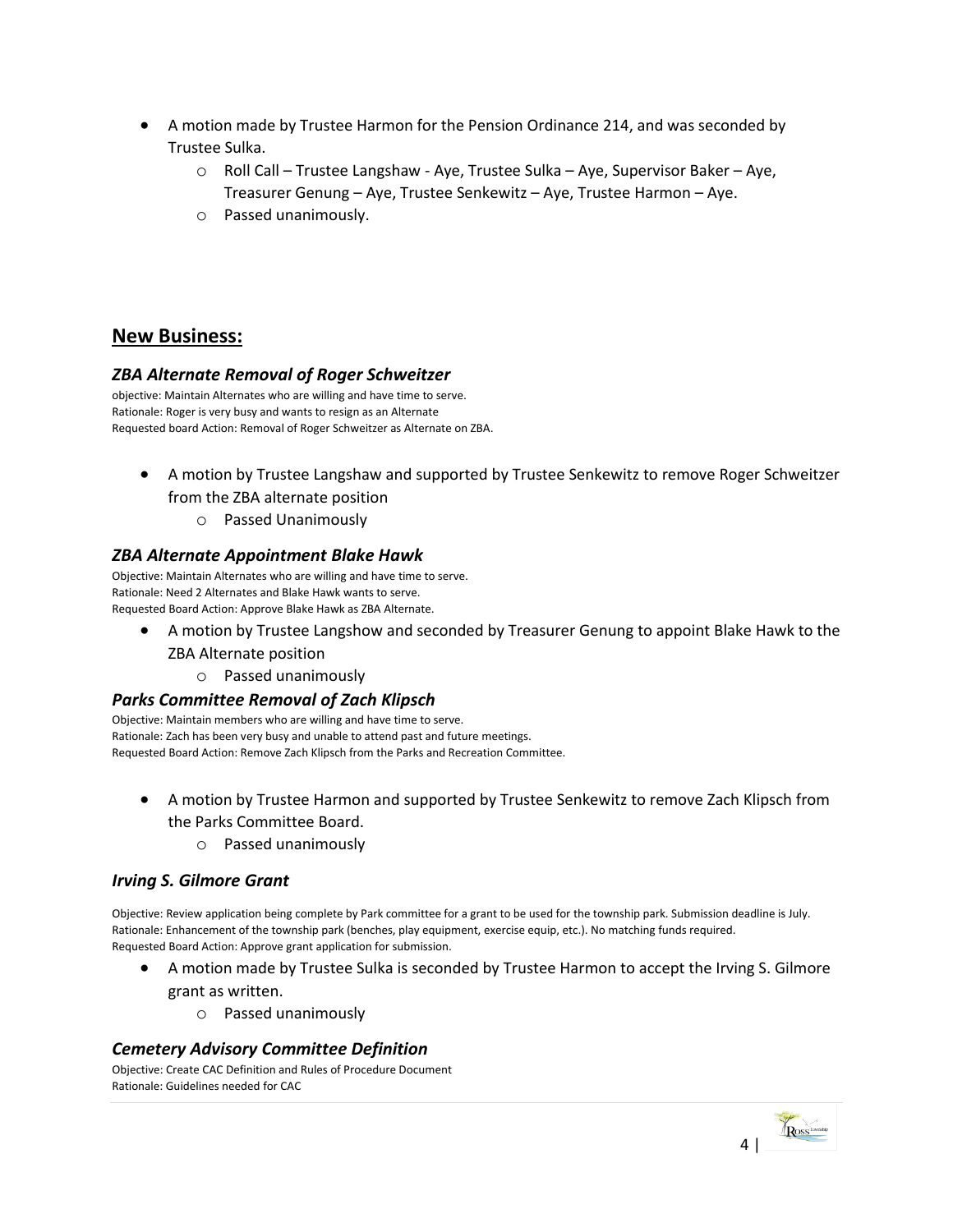- A motion made by Trustee Harmon for the Pension Ordinance 214, and was seconded by Trustee Sulka.
  - Roll Call – Trustee Langshaw - Aye, Trustee Sulka – Aye, Supervisor Baker – Aye, Treasurer Genung – Aye, Trustee Senkewitz – Aye, Trustee Harmon – Aye.
  - Passed unanimously.

## New Business:

### *ZBA Alternate Removal of Roger Schweitzer*

objective: Maintain Alternates who are willing and have time to serve.
Rationale: Roger is very busy and wants to resign as an Alternate
Requested board Action: Removal of Roger Schweitzer as Alternate on ZBA.

- A motion by Trustee Langshaw and supported by Trustee Senkewitz to remove Roger Schweitzer from the ZBA alternate position
  - Passed Unanimously

### *ZBA Alternate Appointment Blake Hawk*

Objective: Maintain Alternates who are willing and have time to serve.
Rationale: Need 2 Alternates and Blake Hawk wants to serve.
Requested Board Action: Approve Blake Hawk as ZBA Alternate.

- A motion by Trustee Langshow and seconded by Treasurer Genung to appoint Blake Hawk to the ZBA Alternate position
  - Passed unanimously

### *Parks Committee Removal of Zach Klipsch*

Objective: Maintain members who are willing and have time to serve.
Rationale: Zach has been very busy and unable to attend past and future meetings.
Requested Board Action: Remove Zach Klipsch from the Parks and Recreation Committee.

- A motion by Trustee Harmon and supported by Trustee Senkewitz to remove Zach Klipsch from the Parks Committee Board.
  - Passed unanimously

### *Irving S. Gilmore Grant*

Objective: Review application being complete by Park committee for a grant to be used for the township park. Submission deadline is July.
Rationale: Enhancement of the township park (benches, play equipment, exercise equip, etc.). No matching funds required.
Requested Board Action: Approve grant application for submission.

- A motion made by Trustee Sulka is seconded by Trustee Harmon to accept the Irving S. Gilmore grant as written.
  - Passed unanimously

### *Cemetery Advisory Committee Definition*

Objective: Create CAC Definition and Rules of Procedure Document
Rationale: Guidelines needed for CAC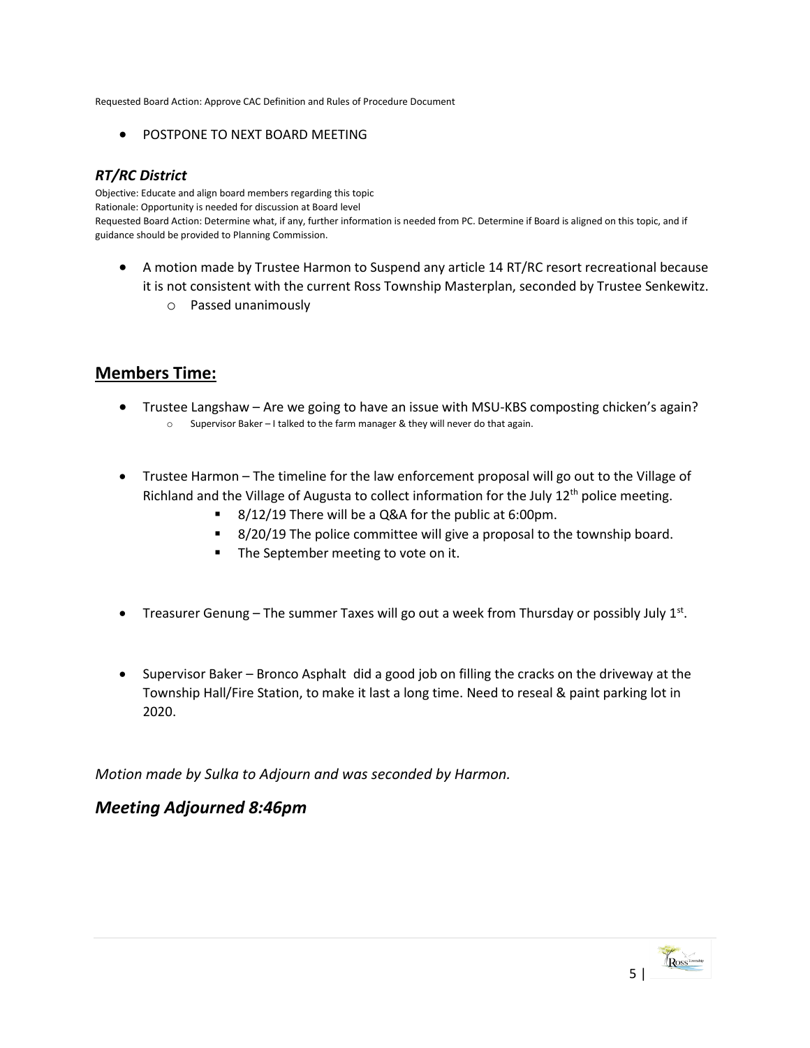Requested Board Action: Approve CAC Definition and Rules of Procedure Document

- POSTPONE TO NEXT BOARD MEETING

### *RT/RC District*

Objective: Educate and align board members regarding this topic
Rationale: Opportunity is needed for discussion at Board level
Requested Board Action: Determine what, if any, further information is needed from PC. Determine if Board is aligned on this topic, and if guidance should be provided to Planning Commission.

- A motion made by Trustee Harmon to Suspend any article 14 RT/RC resort recreational because it is not consistent with the current Ross Township Masterplan, seconded by Trustee Senkewitz.
  - Passed unanimously

## Members Time:

- Trustee Langshaw – Are we going to have an issue with MSU-KBS composting chicken's again?
  - Supervisor Baker – I talked to the farm manager & they will never do that again.

- Trustee Harmon – The timeline for the law enforcement proposal will go out to the Village of Richland and the Village of Augusta to collect information for the July 12th police meeting.
  - 8/12/19 There will be a Q&A for the public at 6:00pm.
  - 8/20/19 The police committee will give a proposal to the township board.
  - The September meeting to vote on it.

- Treasurer Genung – The summer Taxes will go out a week from Thursday or possibly July 1st.

- Supervisor Baker – Bronco Asphalt did a good job on filling the cracks on the driveway at the Township Hall/Fire Station, to make it last a long time. Need to reseal & paint parking lot in 2020.

*Motion made by Sulka to Adjourn and was seconded by Harmon.*

## *Meeting Adjourned 8:46pm*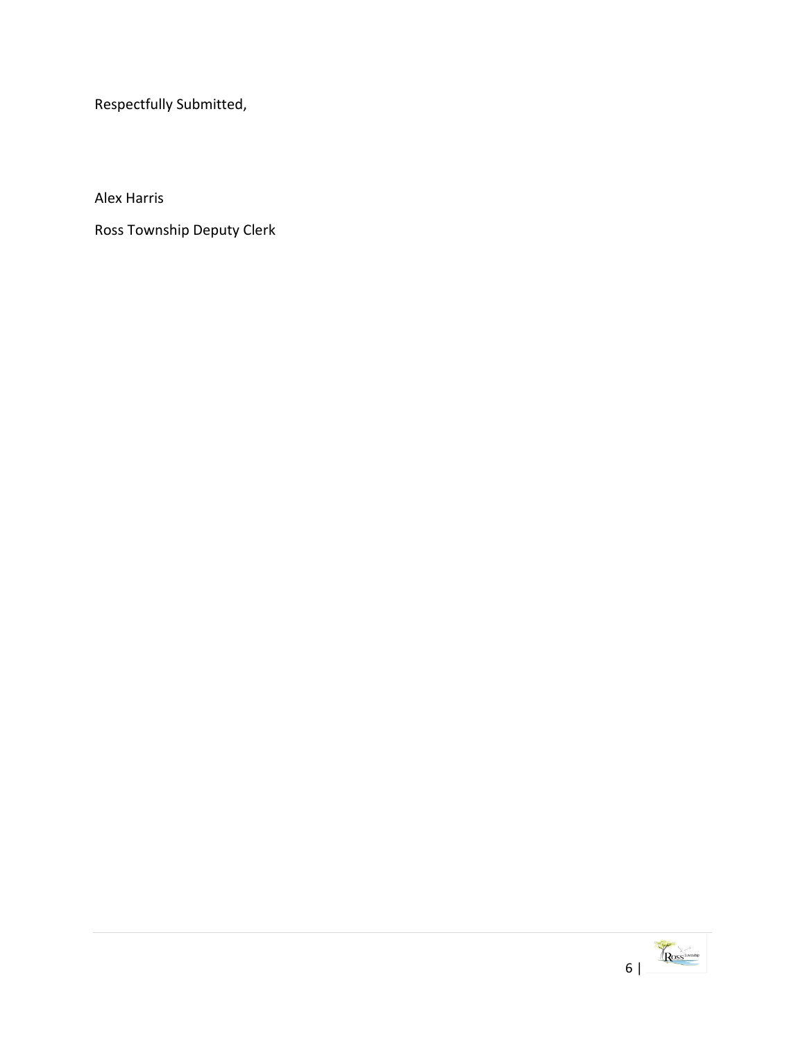Respectfully Submitted,

Alex Harris

Ross Township Deputy Clerk